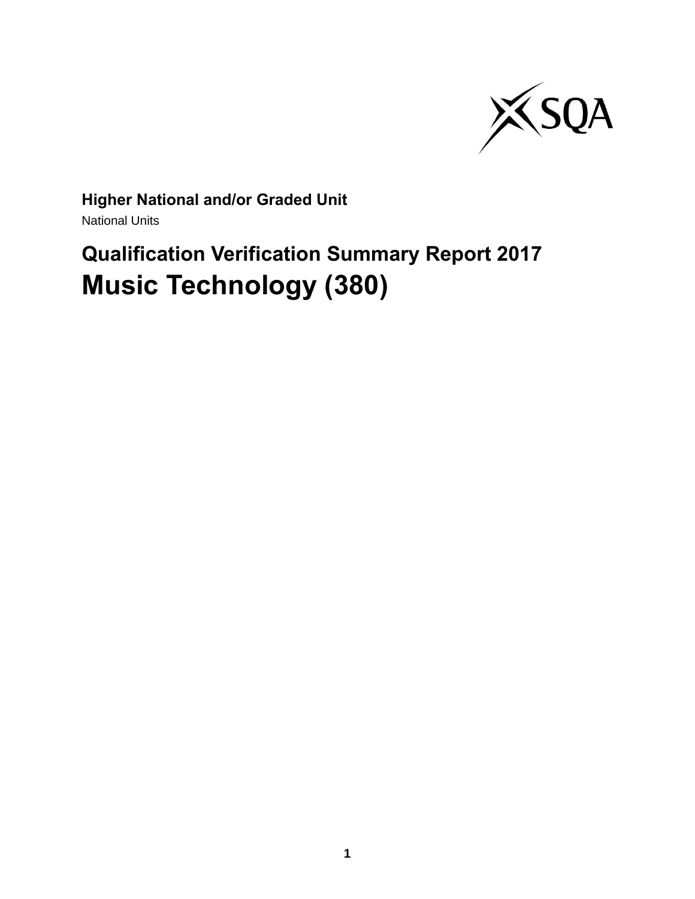**Higher National and/or Graded Unit**

National Units

# Qualification Verification Summary Report 2017

# Music Technology (380)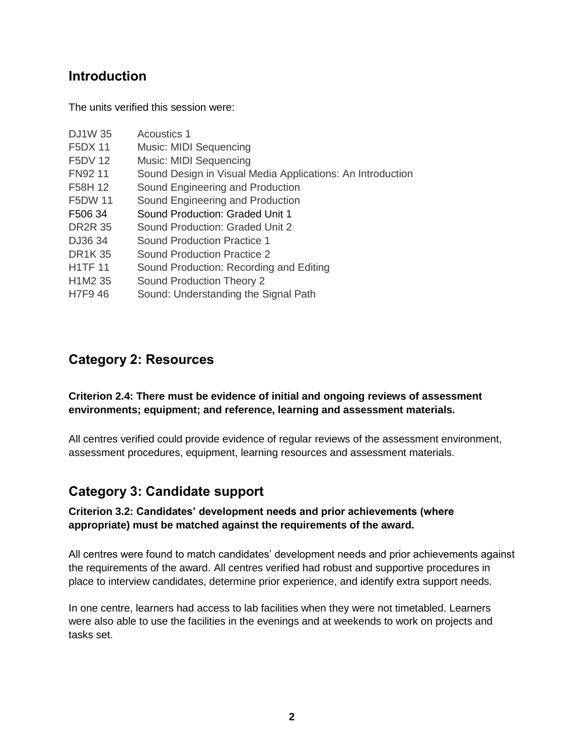## Introduction

The units verified this session were:

| | |
|---|---|
| DJ1W 35 | Acoustics 1 |
| F5DX 11 | Music: MIDI Sequencing |
| F5DV 12 | Music: MIDI Sequencing |
| FN92 11 | Sound Design in Visual Media Applications: An Introduction |
| F58H 12 | Sound Engineering and Production |
| F5DW 11 | Sound Engineering and Production |
| F506 34 | Sound Production: Graded Unit 1 |
| DR2R 35 | Sound Production: Graded Unit 2 |
| DJ36 34 | Sound Production Practice 1 |
| DR1K 35 | Sound Production Practice 2 |
| H1TF 11 | Sound Production: Recording and Editing |
| H1M2 35 | Sound Production Theory 2 |
| H7F9 46 | Sound: Understanding the Signal Path |

## Category 2: Resources

**Criterion 2.4: There must be evidence of initial and ongoing reviews of assessment environments; equipment; and reference, learning and assessment materials.**

All centres verified could provide evidence of regular reviews of the assessment environment, assessment procedures, equipment, learning resources and assessment materials.

## Category 3: Candidate support

**Criterion 3.2: Candidates' development needs and prior achievements (where appropriate) must be matched against the requirements of the award.**

All centres were found to match candidates' development needs and prior achievements against the requirements of the award. All centres verified had robust and supportive procedures in place to interview candidates, determine prior experience, and identify extra support needs.

In one centre, learners had access to lab facilities when they were not timetabled. Learners were also able to use the facilities in the evenings and at weekends to work on projects and tasks set.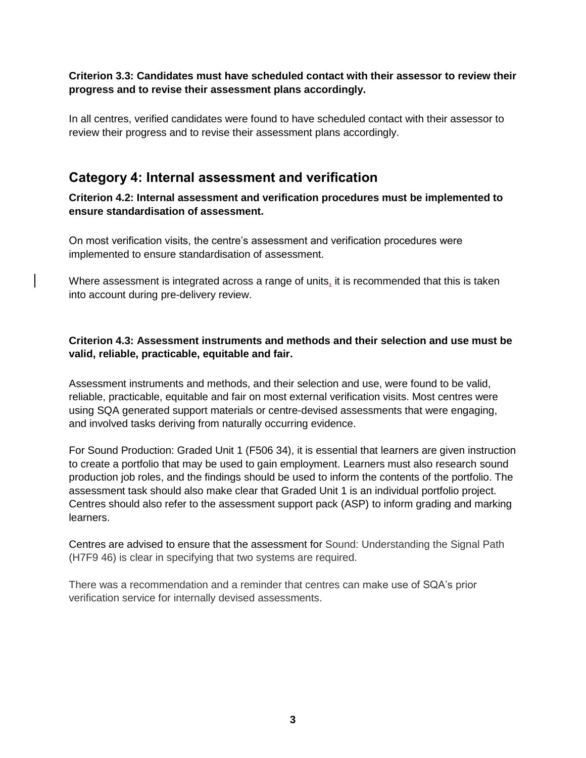**Criterion 3.3: Candidates must have scheduled contact with their assessor to review their progress and to revise their assessment plans accordingly.**

In all centres, verified candidates were found to have scheduled contact with their assessor to review their progress and to revise their assessment plans accordingly.

## Category 4: Internal assessment and verification

**Criterion 4.2: Internal assessment and verification procedures must be implemented to ensure standardisation of assessment.**

On most verification visits, the centre's assessment and verification procedures were implemented to ensure standardisation of assessment.

Where assessment is integrated across a range of units, it is recommended that this is taken into account during pre-delivery review.

**Criterion 4.3: Assessment instruments and methods and their selection and use must be valid, reliable, practicable, equitable and fair.**

Assessment instruments and methods, and their selection and use, were found to be valid, reliable, practicable, equitable and fair on most external verification visits. Most centres were using SQA generated support materials or centre-devised assessments that were engaging, and involved tasks deriving from naturally occurring evidence.

For Sound Production: Graded Unit 1 (F506 34), it is essential that learners are given instruction to create a portfolio that may be used to gain employment. Learners must also research sound production job roles, and the findings should be used to inform the contents of the portfolio. The assessment task should also make clear that Graded Unit 1 is an individual portfolio project. Centres should also refer to the assessment support pack (ASP) to inform grading and marking learners.

Centres are advised to ensure that the assessment for Sound: Understanding the Signal Path (H7F9 46) is clear in specifying that two systems are required.

There was a recommendation and a reminder that centres can make use of SQA's prior verification service for internally devised assessments.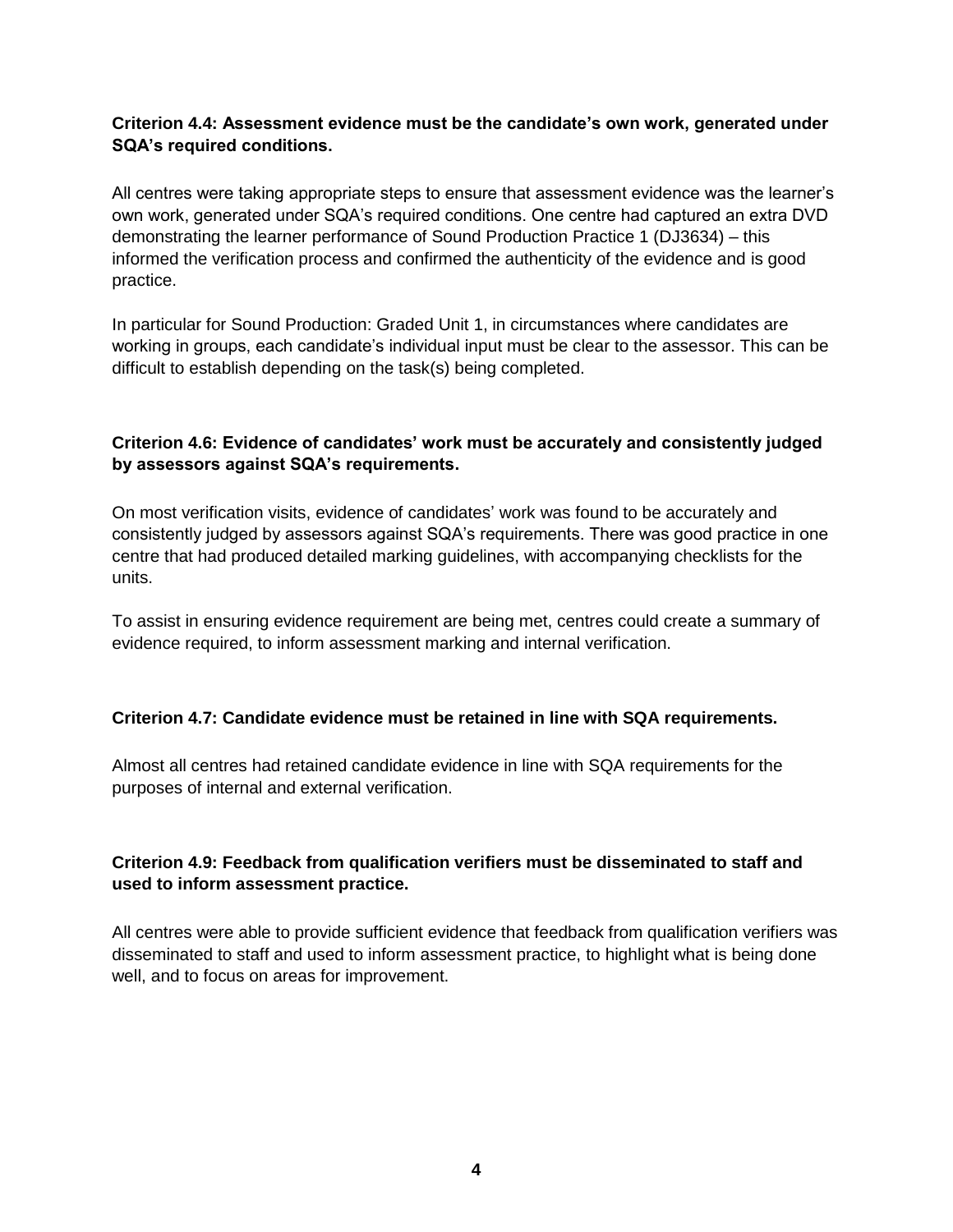**Criterion 4.4: Assessment evidence must be the candidate's own work, generated under SQA's required conditions.**

All centres were taking appropriate steps to ensure that assessment evidence was the learner's own work, generated under SQA's required conditions. One centre had captured an extra DVD demonstrating the learner performance of Sound Production Practice 1 (DJ3634) – this informed the verification process and confirmed the authenticity of the evidence and is good practice.

In particular for Sound Production: Graded Unit 1, in circumstances where candidates are working in groups, each candidate's individual input must be clear to the assessor. This can be difficult to establish depending on the task(s) being completed.

**Criterion 4.6: Evidence of candidates' work must be accurately and consistently judged by assessors against SQA's requirements.**

On most verification visits, evidence of candidates' work was found to be accurately and consistently judged by assessors against SQA's requirements. There was good practice in one centre that had produced detailed marking guidelines, with accompanying checklists for the units.

To assist in ensuring evidence requirement are being met, centres could create a summary of evidence required, to inform assessment marking and internal verification.

**Criterion 4.7: Candidate evidence must be retained in line with SQA requirements.**

Almost all centres had retained candidate evidence in line with SQA requirements for the purposes of internal and external verification.

**Criterion 4.9: Feedback from qualification verifiers must be disseminated to staff and used to inform assessment practice.**

All centres were able to provide sufficient evidence that feedback from qualification verifiers was disseminated to staff and used to inform assessment practice, to highlight what is being done well, and to focus on areas for improvement.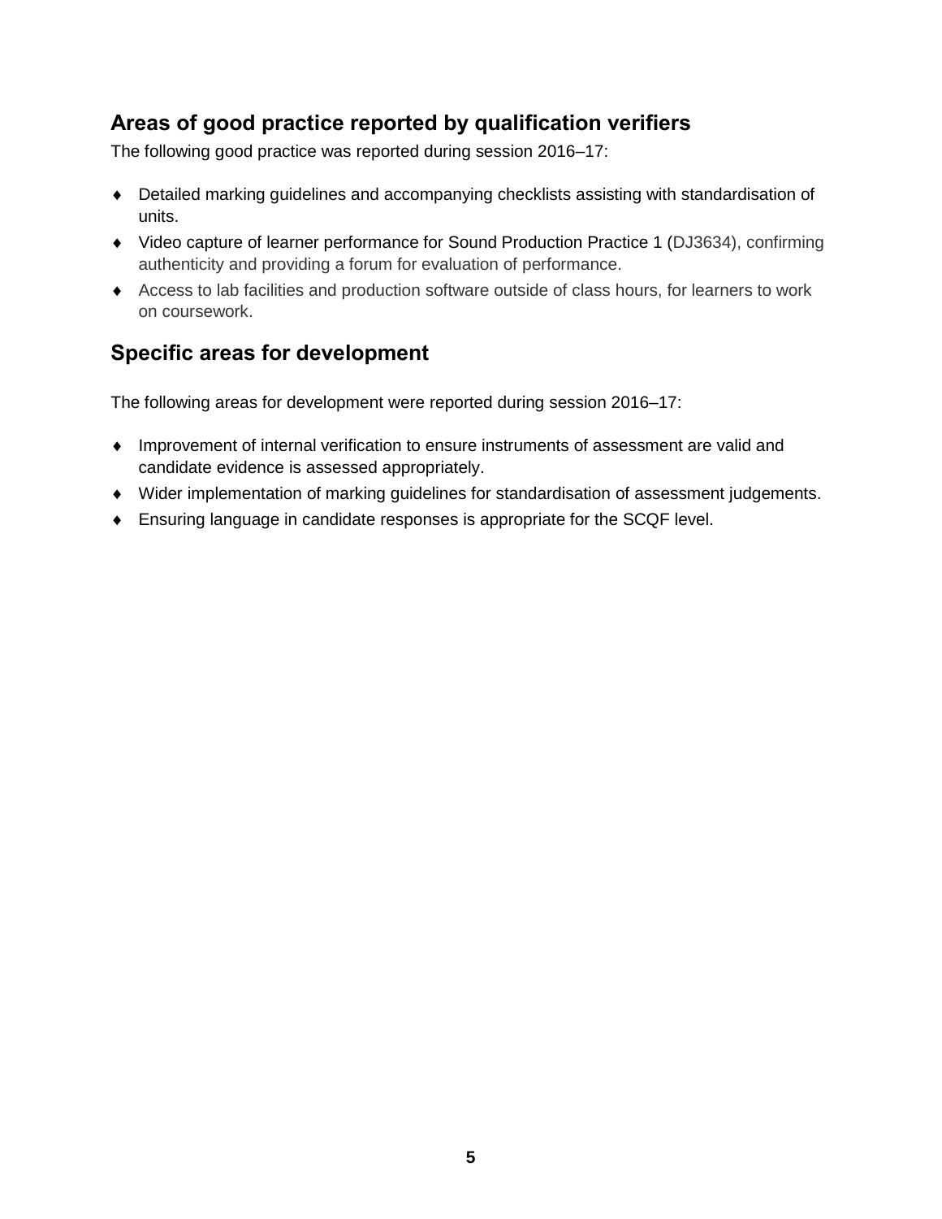## Areas of good practice reported by qualification verifiers

The following good practice was reported during session 2016–17:

- Detailed marking guidelines and accompanying checklists assisting with standardisation of units.
- Video capture of learner performance for Sound Production Practice 1 (DJ3634), confirming authenticity and providing a forum for evaluation of performance.
- Access to lab facilities and production software outside of class hours, for learners to work on coursework.

## Specific areas for development

The following areas for development were reported during session 2016–17:

- Improvement of internal verification to ensure instruments of assessment are valid and candidate evidence is assessed appropriately.
- Wider implementation of marking guidelines for standardisation of assessment judgements.
- Ensuring language in candidate responses is appropriate for the SCQF level.